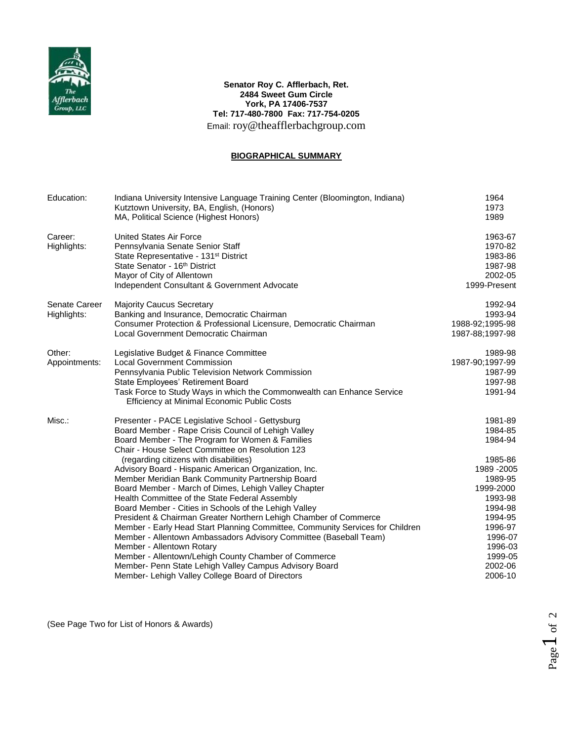**Senator Roy C. Afflerbach, Ret.**
**2484 Sweet Gum Circle**
**York, PA 17406-7537**
**Tel: 717-480-7800 Fax: 717-754-0205**
Email: roy@theafflerbachgroup.com

## BIOGRAPHICAL SUMMARY

| | | |
|---|---|---|
| Education: | Indiana University Intensive Language Training Center (Bloomington, Indiana) | 1964 |
| | Kutztown University, BA, English, (Honors) | 1973 |
| | MA, Political Science (Highest Honors) | 1989 |
| Career: | United States Air Force | 1963-67 |
| Highlights: | Pennsylvania Senate Senior Staff | 1970-82 |
| | State Representative - 131st District | 1983-86 |
| | State Senator - 16th District | 1987-98 |
| | Mayor of City of Allentown | 2002-05 |
| | Independent Consultant & Government Advocate | 1999-Present |
| Senate Career | Majority Caucus Secretary | 1992-94 |
| Highlights: | Banking and Insurance, Democratic Chairman | 1993-94 |
| | Consumer Protection & Professional Licensure, Democratic Chairman | 1988-92;1995-98 |
| | Local Government Democratic Chairman | 1987-88;1997-98 |
| Other: | Legislative Budget & Finance Committee | 1989-98 |
| Appointments: | Local Government Commission | 1987-90;1997-99 |
| | Pennsylvania Public Television Network Commission | 1987-99 |
| | State Employees' Retirement Board | 1997-98 |
| | Task Force to Study Ways in which the Commonwealth can Enhance Service Efficiency at Minimal Economic Public Costs | 1991-94 |
| Misc.: | Presenter - PACE Legislative School - Gettysburg | 1981-89 |
| | Board Member - Rape Crisis Council of Lehigh Valley | 1984-85 |
| | Board Member - The Program for Women & Families | 1984-94 |
| | Chair - House Select Committee on Resolution 123 (regarding citizens with disabilities) | 1985-86 |
| | Advisory Board - Hispanic American Organization, Inc. | 1989 -2005 |
| | Member Meridian Bank Community Partnership Board | 1989-95 |
| | Board Member - March of Dimes, Lehigh Valley Chapter | 1999-2000 |
| | Health Committee of the State Federal Assembly | 1993-98 |
| | Board Member - Cities in Schools of the Lehigh Valley | 1994-98 |
| | President & Chairman Greater Northern Lehigh Chamber of Commerce | 1994-95 |
| | Member - Early Head Start Planning Committee, Community Services for Children | 1996-97 |
| | Member - Allentown Ambassadors Advisory Committee (Baseball Team) | 1996-07 |
| | Member - Allentown Rotary | 1996-03 |
| | Member - Allentown/Lehigh County Chamber of Commerce | 1999-05 |
| | Member- Penn State Lehigh Valley Campus Advisory Board | 2002-06 |
| | Member- Lehigh Valley College Board of Directors | 2006-10 |

(See Page Two for List of Honors & Awards)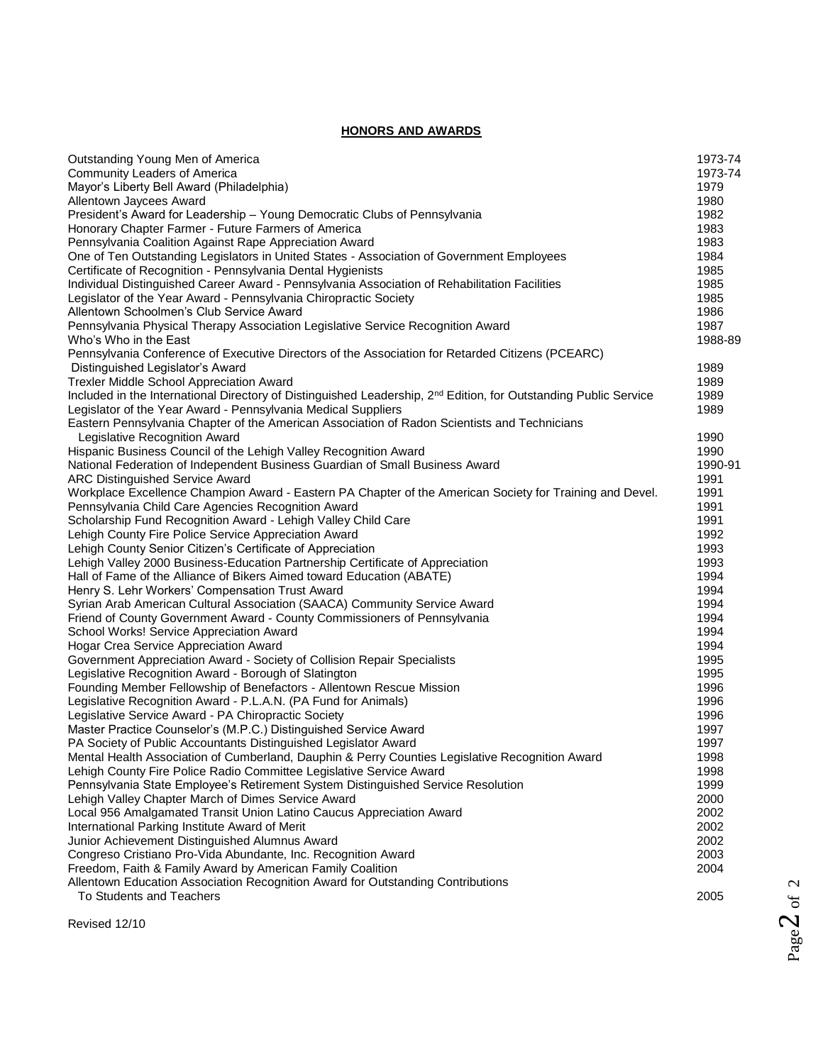## HONORS AND AWARDS

| | |
|---|---|
| Outstanding Young Men of America | 1973-74 |
| Community Leaders of America | 1973-74 |
| Mayor's Liberty Bell Award (Philadelphia) | 1979 |
| Allentown Jaycees Award | 1980 |
| President's Award for Leadership – Young Democratic Clubs of Pennsylvania | 1982 |
| Honorary Chapter Farmer - Future Farmers of America | 1983 |
| Pennsylvania Coalition Against Rape Appreciation Award | 1983 |
| One of Ten Outstanding Legislators in United States - Association of Government Employees | 1984 |
| Certificate of Recognition - Pennsylvania Dental Hygienists | 1985 |
| Individual Distinguished Career Award - Pennsylvania Association of Rehabilitation Facilities | 1985 |
| Legislator of the Year Award - Pennsylvania Chiropractic Society | 1985 |
| Allentown Schoolmen's Club Service Award | 1986 |
| Pennsylvania Physical Therapy Association Legislative Service Recognition Award | 1987 |
| Who's Who in the East | 1988-89 |
| Pennsylvania Conference of Executive Directors of the Association for Retarded Citizens (PCEARC) Distinguished Legislator's Award | 1989 |
| Trexler Middle School Appreciation Award | 1989 |
| Included in the International Directory of Distinguished Leadership, 2nd Edition, for Outstanding Public Service | 1989 |
| Legislator of the Year Award - Pennsylvania Medical Suppliers | 1989 |
| Eastern Pennsylvania Chapter of the American Association of Radon Scientists and Technicians Legislative Recognition Award | 1990 |
| Hispanic Business Council of the Lehigh Valley Recognition Award | 1990 |
| National Federation of Independent Business Guardian of Small Business Award | 1990-91 |
| ARC Distinguished Service Award | 1991 |
| Workplace Excellence Champion Award - Eastern PA Chapter of the American Society for Training and Devel. | 1991 |
| Pennsylvania Child Care Agencies Recognition Award | 1991 |
| Scholarship Fund Recognition Award - Lehigh Valley Child Care | 1991 |
| Lehigh County Fire Police Service Appreciation Award | 1992 |
| Lehigh County Senior Citizen's Certificate of Appreciation | 1993 |
| Lehigh Valley 2000 Business-Education Partnership Certificate of Appreciation | 1993 |
| Hall of Fame of the Alliance of Bikers Aimed toward Education (ABATE) | 1994 |
| Henry S. Lehr Workers' Compensation Trust Award | 1994 |
| Syrian Arab American Cultural Association (SAACA) Community Service Award | 1994 |
| Friend of County Government Award - County Commissioners of Pennsylvania | 1994 |
| School Works! Service Appreciation Award | 1994 |
| Hogar Crea Service Appreciation Award | 1994 |
| Government Appreciation Award - Society of Collision Repair Specialists | 1995 |
| Legislative Recognition Award - Borough of Slatington | 1995 |
| Founding Member Fellowship of Benefactors - Allentown Rescue Mission | 1996 |
| Legislative Recognition Award - P.L.A.N. (PA Fund for Animals) | 1996 |
| Legislative Service Award - PA Chiropractic Society | 1996 |
| Master Practice Counselor's (M.P.C.) Distinguished Service Award | 1997 |
| PA Society of Public Accountants Distinguished Legislator Award | 1997 |
| Mental Health Association of Cumberland, Dauphin & Perry Counties Legislative Recognition Award | 1998 |
| Lehigh County Fire Police Radio Committee Legislative Service Award | 1998 |
| Pennsylvania State Employee's Retirement System Distinguished Service Resolution | 1999 |
| Lehigh Valley Chapter March of Dimes Service Award | 2000 |
| Local 956 Amalgamated Transit Union Latino Caucus Appreciation Award | 2002 |
| International Parking Institute Award of Merit | 2002 |
| Junior Achievement Distinguished Alumnus Award | 2002 |
| Congreso Cristiano Pro-Vida Abundante, Inc. Recognition Award | 2003 |
| Freedom, Faith & Family Award by American Family Coalition | 2004 |
| Allentown Education Association Recognition Award for Outstanding Contributions To Students and Teachers | 2005 |

Revised 12/10